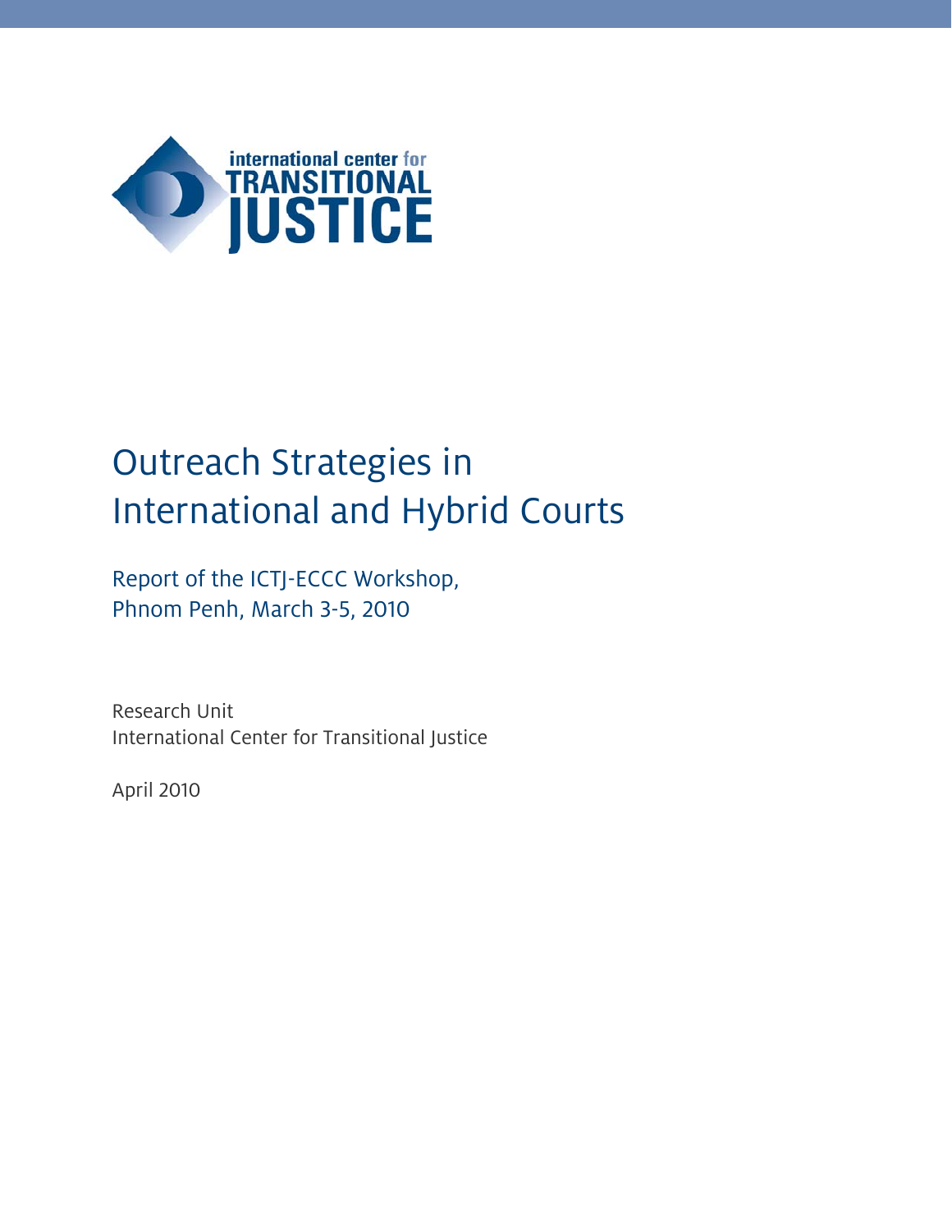international center for
TRANSITIONAL
JUSTICE

# Outreach Strategies in International and Hybrid Courts

## Report of the ICTJ-ECCC Workshop, Phnom Penh, March 3-5, 2010

Research Unit
International Center for Transitional Justice

April 2010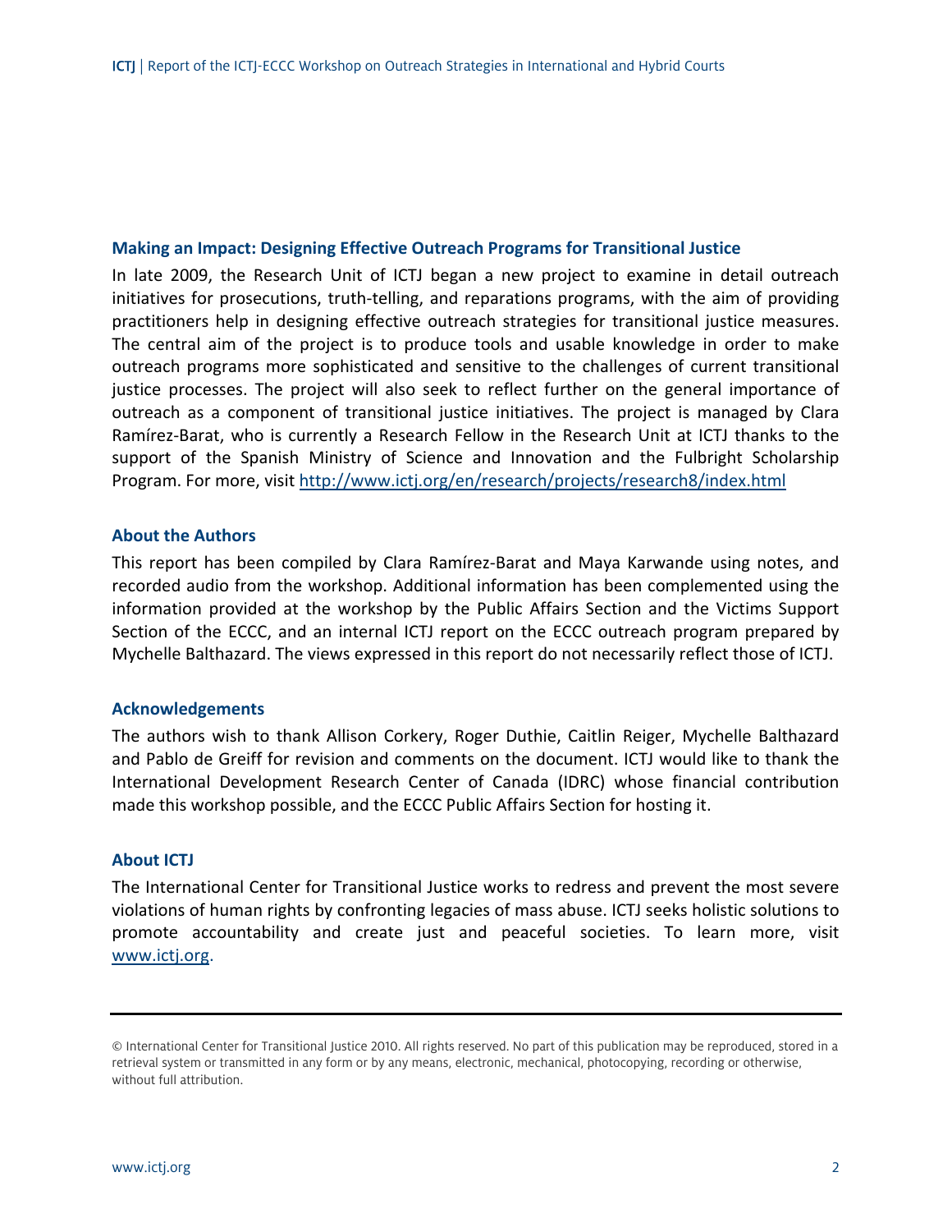### Making an Impact: Designing Effective Outreach Programs for Transitional Justice

In late 2009, the Research Unit of ICTJ began a new project to examine in detail outreach initiatives for prosecutions, truth-telling, and reparations programs, with the aim of providing practitioners help in designing effective outreach strategies for transitional justice measures. The central aim of the project is to produce tools and usable knowledge in order to make outreach programs more sophisticated and sensitive to the challenges of current transitional justice processes. The project will also seek to reflect further on the general importance of outreach as a component of transitional justice initiatives. The project is managed by Clara Ramírez-Barat, who is currently a Research Fellow in the Research Unit at ICTJ thanks to the support of the Spanish Ministry of Science and Innovation and the Fulbright Scholarship Program. For more, visit http://www.ictj.org/en/research/projects/research8/index.html

### About the Authors

This report has been compiled by Clara Ramírez-Barat and Maya Karwande using notes, and recorded audio from the workshop. Additional information has been complemented using the information provided at the workshop by the Public Affairs Section and the Victims Support Section of the ECCC, and an internal ICTJ report on the ECCC outreach program prepared by Mychelle Balthazard. The views expressed in this report do not necessarily reflect those of ICTJ.

### Acknowledgements

The authors wish to thank Allison Corkery, Roger Duthie, Caitlin Reiger, Mychelle Balthazard and Pablo de Greiff for revision and comments on the document. ICTJ would like to thank the International Development Research Center of Canada (IDRC) whose financial contribution made this workshop possible, and the ECCC Public Affairs Section for hosting it.

### About ICTJ

The International Center for Transitional Justice works to redress and prevent the most severe violations of human rights by confronting legacies of mass abuse. ICTJ seeks holistic solutions to promote accountability and create just and peaceful societies. To learn more, visit www.ictj.org.

---

© International Center for Transitional Justice 2010. All rights reserved. No part of this publication may be reproduced, stored in a retrieval system or transmitted in any form or by any means, electronic, mechanical, photocopying, recording or otherwise, without full attribution.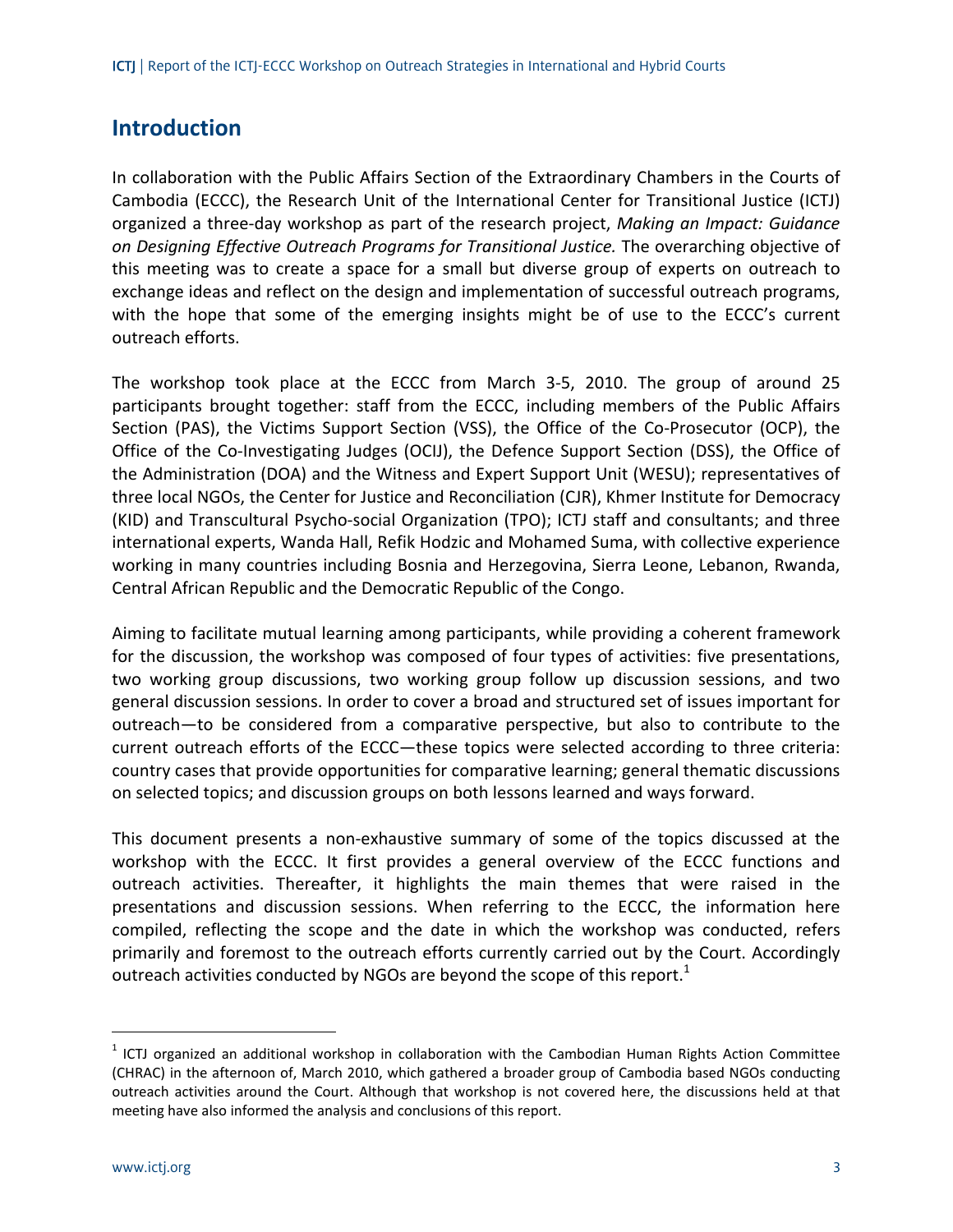## Introduction

In collaboration with the Public Affairs Section of the Extraordinary Chambers in the Courts of Cambodia (ECCC), the Research Unit of the International Center for Transitional Justice (ICTJ) organized a three-day workshop as part of the research project, *Making an Impact: Guidance on Designing Effective Outreach Programs for Transitional Justice.* The overarching objective of this meeting was to create a space for a small but diverse group of experts on outreach to exchange ideas and reflect on the design and implementation of successful outreach programs, with the hope that some of the emerging insights might be of use to the ECCC's current outreach efforts.

The workshop took place at the ECCC from March 3-5, 2010. The group of around 25 participants brought together: staff from the ECCC, including members of the Public Affairs Section (PAS), the Victims Support Section (VSS), the Office of the Co-Prosecutor (OCP), the Office of the Co-Investigating Judges (OCIJ), the Defence Support Section (DSS), the Office of the Administration (DOA) and the Witness and Expert Support Unit (WESU); representatives of three local NGOs, the Center for Justice and Reconciliation (CJR), Khmer Institute for Democracy (KID) and Transcultural Psycho-social Organization (TPO); ICTJ staff and consultants; and three international experts, Wanda Hall, Refik Hodzic and Mohamed Suma, with collective experience working in many countries including Bosnia and Herzegovina, Sierra Leone, Lebanon, Rwanda, Central African Republic and the Democratic Republic of the Congo.

Aiming to facilitate mutual learning among participants, while providing a coherent framework for the discussion, the workshop was composed of four types of activities: five presentations, two working group discussions, two working group follow up discussion sessions, and two general discussion sessions. In order to cover a broad and structured set of issues important for outreach—to be considered from a comparative perspective, but also to contribute to the current outreach efforts of the ECCC—these topics were selected according to three criteria: country cases that provide opportunities for comparative learning; general thematic discussions on selected topics; and discussion groups on both lessons learned and ways forward.

This document presents a non-exhaustive summary of some of the topics discussed at the workshop with the ECCC. It first provides a general overview of the ECCC functions and outreach activities. Thereafter, it highlights the main themes that were raised in the presentations and discussion sessions. When referring to the ECCC, the information here compiled, reflecting the scope and the date in which the workshop was conducted, refers primarily and foremost to the outreach efforts currently carried out by the Court. Accordingly outreach activities conducted by NGOs are beyond the scope of this report.[1]

---

[1] ICTJ organized an additional workshop in collaboration with the Cambodian Human Rights Action Committee (CHRAC) in the afternoon of, March 2010, which gathered a broader group of Cambodia based NGOs conducting outreach activities around the Court. Although that workshop is not covered here, the discussions held at that meeting have also informed the analysis and conclusions of this report.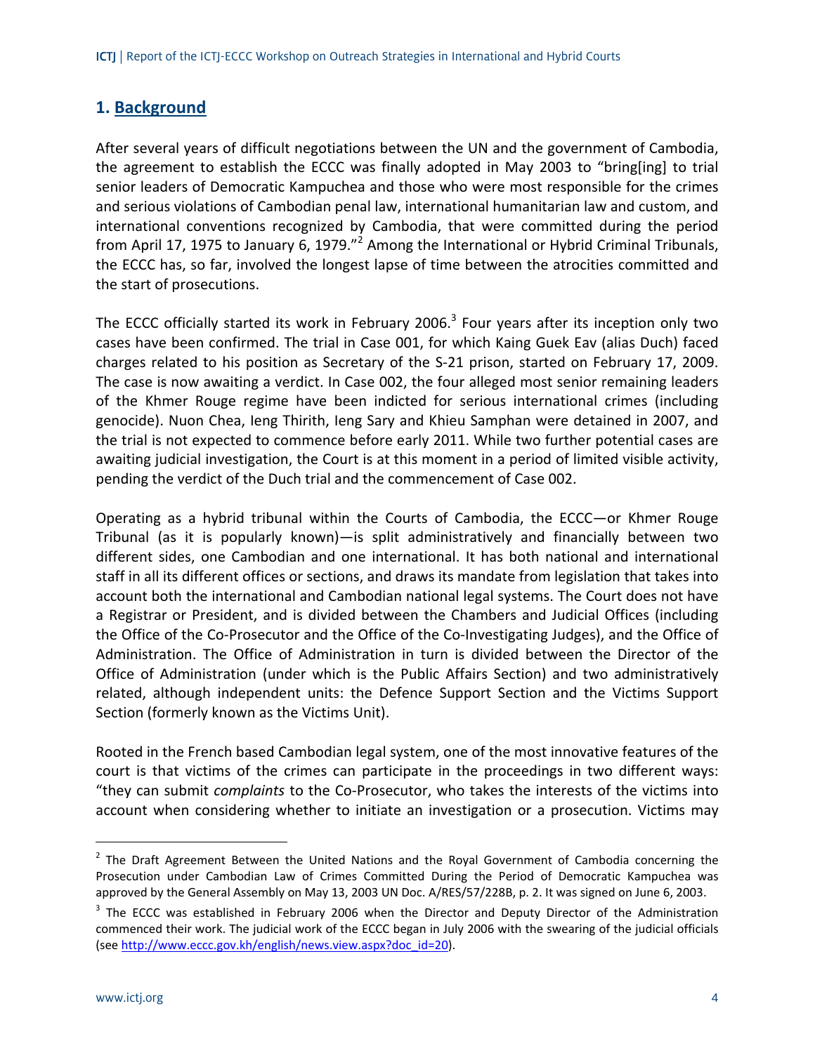## 1. Background

After several years of difficult negotiations between the UN and the government of Cambodia, the agreement to establish the ECCC was finally adopted in May 2003 to "bring[ing] to trial senior leaders of Democratic Kampuchea and those who were most responsible for the crimes and serious violations of Cambodian penal law, international humanitarian law and custom, and international conventions recognized by Cambodia, that were committed during the period from April 17, 1975 to January 6, 1979."[2] Among the International or Hybrid Criminal Tribunals, the ECCC has, so far, involved the longest lapse of time between the atrocities committed and the start of prosecutions.

The ECCC officially started its work in February 2006.[3] Four years after its inception only two cases have been confirmed. The trial in Case 001, for which Kaing Guek Eav (alias Duch) faced charges related to his position as Secretary of the S-21 prison, started on February 17, 2009. The case is now awaiting a verdict. In Case 002, the four alleged most senior remaining leaders of the Khmer Rouge regime have been indicted for serious international crimes (including genocide). Nuon Chea, Ieng Thirith, Ieng Sary and Khieu Samphan were detained in 2007, and the trial is not expected to commence before early 2011. While two further potential cases are awaiting judicial investigation, the Court is at this moment in a period of limited visible activity, pending the verdict of the Duch trial and the commencement of Case 002.

Operating as a hybrid tribunal within the Courts of Cambodia, the ECCC—or Khmer Rouge Tribunal (as it is popularly known)—is split administratively and financially between two different sides, one Cambodian and one international. It has both national and international staff in all its different offices or sections, and draws its mandate from legislation that takes into account both the international and Cambodian national legal systems. The Court does not have a Registrar or President, and is divided between the Chambers and Judicial Offices (including the Office of the Co-Prosecutor and the Office of the Co-Investigating Judges), and the Office of Administration. The Office of Administration in turn is divided between the Director of the Office of Administration (under which is the Public Affairs Section) and two administratively related, although independent units: the Defence Support Section and the Victims Support Section (formerly known as the Victims Unit).

Rooted in the French based Cambodian legal system, one of the most innovative features of the court is that victims of the crimes can participate in the proceedings in two different ways: "they can submit *complaints* to the Co-Prosecutor, who takes the interests of the victims into account when considering whether to initiate an investigation or a prosecution. Victims may

---

[2] The Draft Agreement Between the United Nations and the Royal Government of Cambodia concerning the Prosecution under Cambodian Law of Crimes Committed During the Period of Democratic Kampuchea was approved by the General Assembly on May 13, 2003 UN Doc. A/RES/57/228B, p. 2. It was signed on June 6, 2003.

[3] The ECCC was established in February 2006 when the Director and Deputy Director of the Administration commenced their work. The judicial work of the ECCC began in July 2006 with the swearing of the judicial officials (see http://www.eccc.gov.kh/english/news.view.aspx?doc_id=20).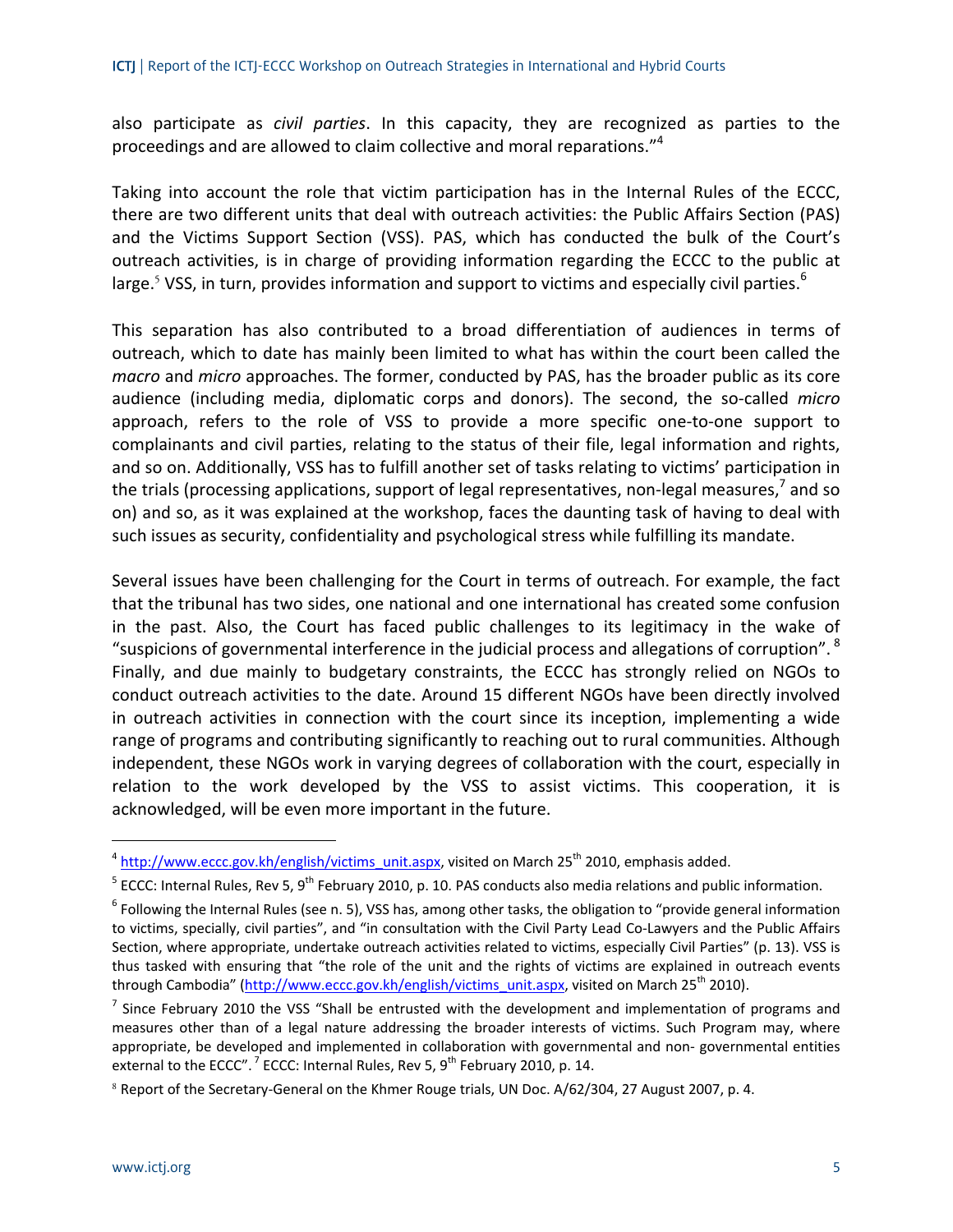also participate as *civil parties*. In this capacity, they are recognized as parties to the proceedings and are allowed to claim collective and moral reparations."[4]

Taking into account the role that victim participation has in the Internal Rules of the ECCC, there are two different units that deal with outreach activities: the Public Affairs Section (PAS) and the Victims Support Section (VSS). PAS, which has conducted the bulk of the Court's outreach activities, is in charge of providing information regarding the ECCC to the public at large.[5] VSS, in turn, provides information and support to victims and especially civil parties.[6]

This separation has also contributed to a broad differentiation of audiences in terms of outreach, which to date has mainly been limited to what has within the court been called the *macro* and *micro* approaches. The former, conducted by PAS, has the broader public as its core audience (including media, diplomatic corps and donors). The second, the so-called *micro* approach, refers to the role of VSS to provide a more specific one-to-one support to complainants and civil parties, relating to the status of their file, legal information and rights, and so on. Additionally, VSS has to fulfill another set of tasks relating to victims' participation in the trials (processing applications, support of legal representatives, non-legal measures,[7] and so on) and so, as it was explained at the workshop, faces the daunting task of having to deal with such issues as security, confidentiality and psychological stress while fulfilling its mandate.

Several issues have been challenging for the Court in terms of outreach. For example, the fact that the tribunal has two sides, one national and one international has created some confusion in the past. Also, the Court has faced public challenges to its legitimacy in the wake of "suspicions of governmental interference in the judicial process and allegations of corruption".[8] Finally, and due mainly to budgetary constraints, the ECCC has strongly relied on NGOs to conduct outreach activities to the date. Around 15 different NGOs have been directly involved in outreach activities in connection with the court since its inception, implementing a wide range of programs and contributing significantly to reaching out to rural communities. Although independent, these NGOs work in varying degrees of collaboration with the court, especially in relation to the work developed by the VSS to assist victims. This cooperation, it is acknowledged, will be even more important in the future.

---

[4] http://www.eccc.gov.kh/english/victims_unit.aspx, visited on March 25th 2010, emphasis added.

[5] ECCC: Internal Rules, Rev 5, 9th February 2010, p. 10. PAS conducts also media relations and public information.

[6] Following the Internal Rules (see n. 5), VSS has, among other tasks, the obligation to "provide general information to victims, specially, civil parties", and "in consultation with the Civil Party Lead Co-Lawyers and the Public Affairs Section, where appropriate, undertake outreach activities related to victims, especially Civil Parties" (p. 13). VSS is thus tasked with ensuring that "the role of the unit and the rights of victims are explained in outreach events through Cambodia" (http://www.eccc.gov.kh/english/victims_unit.aspx, visited on March 25th 2010).

[7] Since February 2010 the VSS "Shall be entrusted with the development and implementation of programs and measures other than of a legal nature addressing the broader interests of victims. Such Program may, where appropriate, be developed and implemented in collaboration with governmental and non- governmental entities external to the ECCC".[7] ECCC: Internal Rules, Rev 5, 9th February 2010, p. 14.

[8] Report of the Secretary-General on the Khmer Rouge trials, UN Doc. A/62/304, 27 August 2007, p. 4.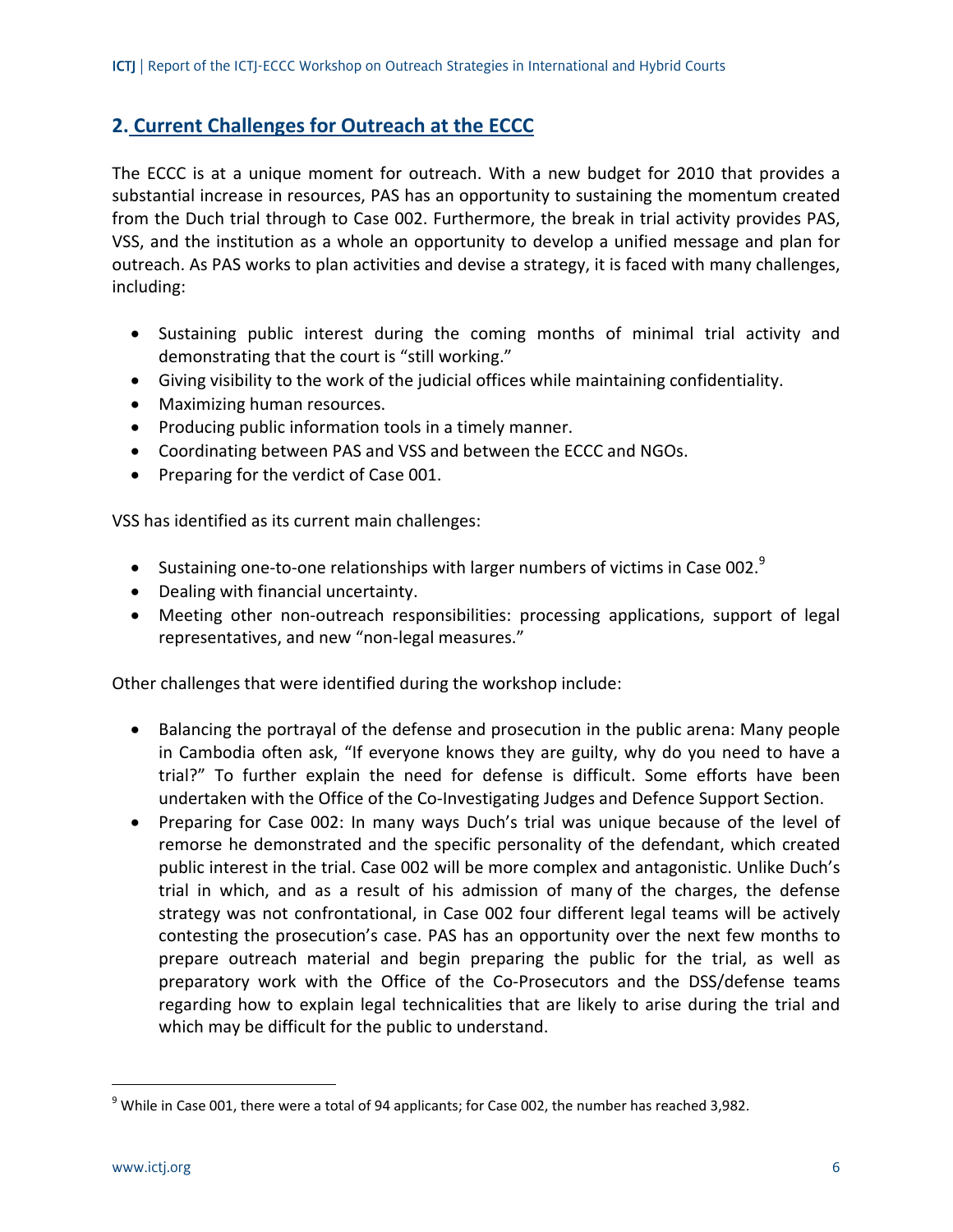## 2. Current Challenges for Outreach at the ECCC

The ECCC is at a unique moment for outreach. With a new budget for 2010 that provides a substantial increase in resources, PAS has an opportunity to sustaining the momentum created from the Duch trial through to Case 002. Furthermore, the break in trial activity provides PAS, VSS, and the institution as a whole an opportunity to develop a unified message and plan for outreach. As PAS works to plan activities and devise a strategy, it is faced with many challenges, including:

- Sustaining public interest during the coming months of minimal trial activity and demonstrating that the court is "still working."
- Giving visibility to the work of the judicial offices while maintaining confidentiality.
- Maximizing human resources.
- Producing public information tools in a timely manner.
- Coordinating between PAS and VSS and between the ECCC and NGOs.
- Preparing for the verdict of Case 001.

VSS has identified as its current main challenges:

- Sustaining one-to-one relationships with larger numbers of victims in Case 002.[9]
- Dealing with financial uncertainty.
- Meeting other non-outreach responsibilities: processing applications, support of legal representatives, and new "non-legal measures."

Other challenges that were identified during the workshop include:

- Balancing the portrayal of the defense and prosecution in the public arena: Many people in Cambodia often ask, "If everyone knows they are guilty, why do you need to have a trial?" To further explain the need for defense is difficult. Some efforts have been undertaken with the Office of the Co-Investigating Judges and Defence Support Section.
- Preparing for Case 002: In many ways Duch's trial was unique because of the level of remorse he demonstrated and the specific personality of the defendant, which created public interest in the trial. Case 002 will be more complex and antagonistic. Unlike Duch's trial in which, and as a result of his admission of many of the charges, the defense strategy was not confrontational, in Case 002 four different legal teams will be actively contesting the prosecution's case. PAS has an opportunity over the next few months to prepare outreach material and begin preparing the public for the trial, as well as preparatory work with the Office of the Co-Prosecutors and the DSS/defense teams regarding how to explain legal technicalities that are likely to arise during the trial and which may be difficult for the public to understand.

---

[9] While in Case 001, there were a total of 94 applicants; for Case 002, the number has reached 3,982.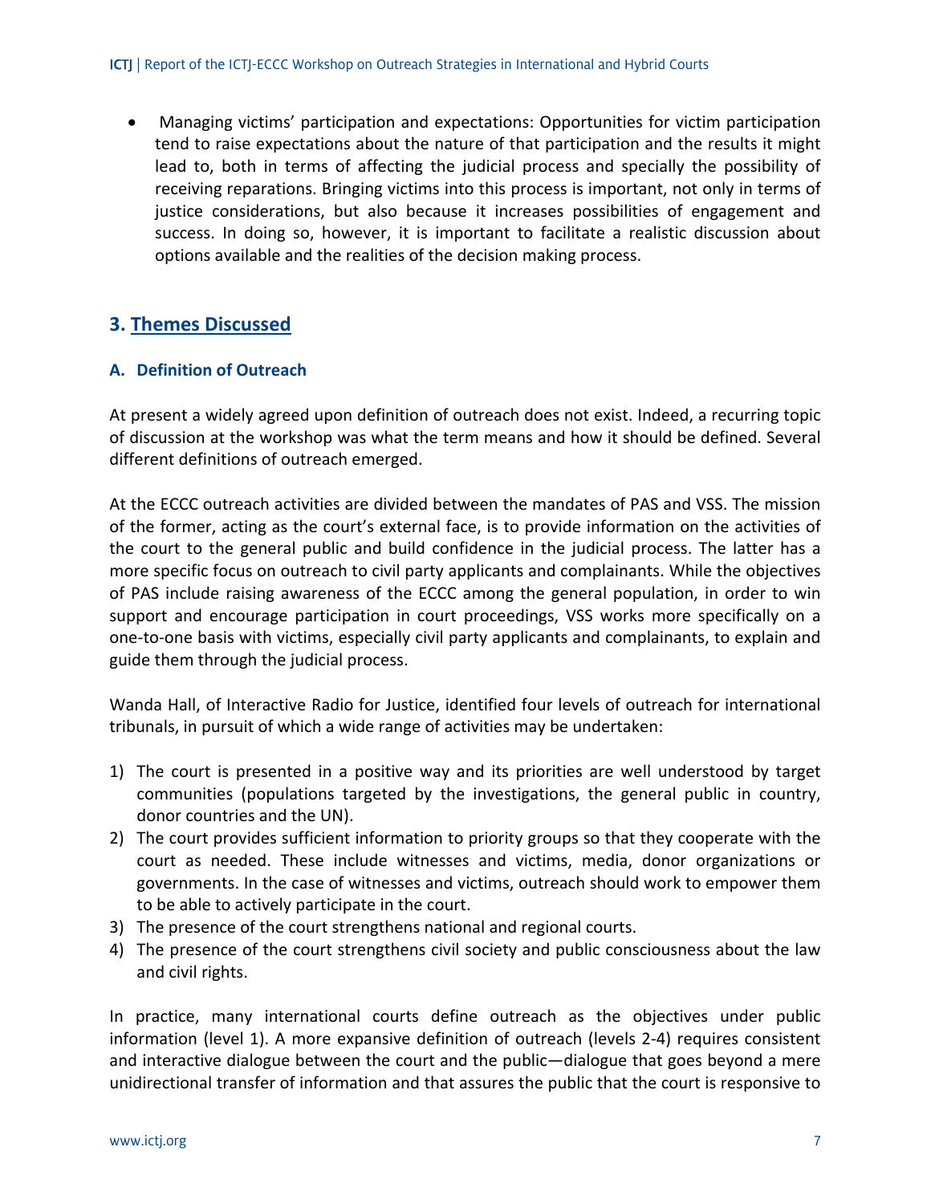- Managing victims' participation and expectations: Opportunities for victim participation tend to raise expectations about the nature of that participation and the results it might lead to, both in terms of affecting the judicial process and specially the possibility of receiving reparations. Bringing victims into this process is important, not only in terms of justice considerations, but also because it increases possibilities of engagement and success. In doing so, however, it is important to facilitate a realistic discussion about options available and the realities of the decision making process.

## 3. Themes Discussed

### A. Definition of Outreach

At present a widely agreed upon definition of outreach does not exist. Indeed, a recurring topic of discussion at the workshop was what the term means and how it should be defined. Several different definitions of outreach emerged.

At the ECCC outreach activities are divided between the mandates of PAS and VSS. The mission of the former, acting as the court's external face, is to provide information on the activities of the court to the general public and build confidence in the judicial process. The latter has a more specific focus on outreach to civil party applicants and complainants. While the objectives of PAS include raising awareness of the ECCC among the general population, in order to win support and encourage participation in court proceedings, VSS works more specifically on a one-to-one basis with victims, especially civil party applicants and complainants, to explain and guide them through the judicial process.

Wanda Hall, of Interactive Radio for Justice, identified four levels of outreach for international tribunals, in pursuit of which a wide range of activities may be undertaken:

1) The court is presented in a positive way and its priorities are well understood by target communities (populations targeted by the investigations, the general public in country, donor countries and the UN).
2) The court provides sufficient information to priority groups so that they cooperate with the court as needed. These include witnesses and victims, media, donor organizations or governments. In the case of witnesses and victims, outreach should work to empower them to be able to actively participate in the court.
3) The presence of the court strengthens national and regional courts.
4) The presence of the court strengthens civil society and public consciousness about the law and civil rights.

In practice, many international courts define outreach as the objectives under public information (level 1). A more expansive definition of outreach (levels 2-4) requires consistent and interactive dialogue between the court and the public—dialogue that goes beyond a mere unidirectional transfer of information and that assures the public that the court is responsive to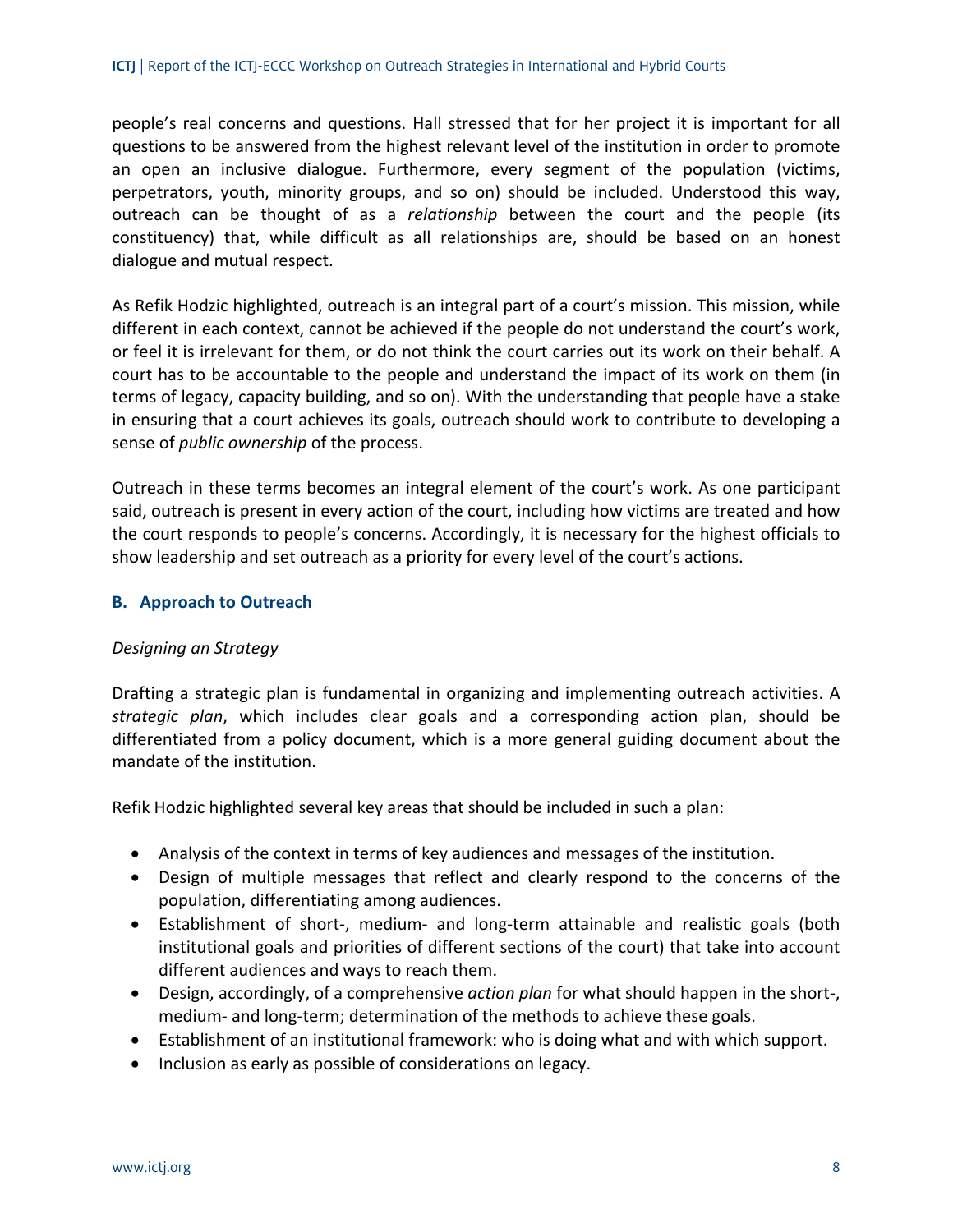people's real concerns and questions. Hall stressed that for her project it is important for all questions to be answered from the highest relevant level of the institution in order to promote an open an inclusive dialogue. Furthermore, every segment of the population (victims, perpetrators, youth, minority groups, and so on) should be included. Understood this way, outreach can be thought of as a *relationship* between the court and the people (its constituency) that, while difficult as all relationships are, should be based on an honest dialogue and mutual respect.

As Refik Hodzic highlighted, outreach is an integral part of a court's mission. This mission, while different in each context, cannot be achieved if the people do not understand the court's work, or feel it is irrelevant for them, or do not think the court carries out its work on their behalf. A court has to be accountable to the people and understand the impact of its work on them (in terms of legacy, capacity building, and so on). With the understanding that people have a stake in ensuring that a court achieves its goals, outreach should work to contribute to developing a sense of *public ownership* of the process.

Outreach in these terms becomes an integral element of the court's work. As one participant said, outreach is present in every action of the court, including how victims are treated and how the court responds to people's concerns. Accordingly, it is necessary for the highest officials to show leadership and set outreach as a priority for every level of the court's actions.

## B. Approach to Outreach

*Designing an Strategy*

Drafting a strategic plan is fundamental in organizing and implementing outreach activities. A *strategic plan*, which includes clear goals and a corresponding action plan, should be differentiated from a policy document, which is a more general guiding document about the mandate of the institution.

Refik Hodzic highlighted several key areas that should be included in such a plan:

- Analysis of the context in terms of key audiences and messages of the institution.
- Design of multiple messages that reflect and clearly respond to the concerns of the population, differentiating among audiences.
- Establishment of short-, medium- and long-term attainable and realistic goals (both institutional goals and priorities of different sections of the court) that take into account different audiences and ways to reach them.
- Design, accordingly, of a comprehensive *action plan* for what should happen in the short-, medium- and long-term; determination of the methods to achieve these goals.
- Establishment of an institutional framework: who is doing what and with which support.
- Inclusion as early as possible of considerations on legacy.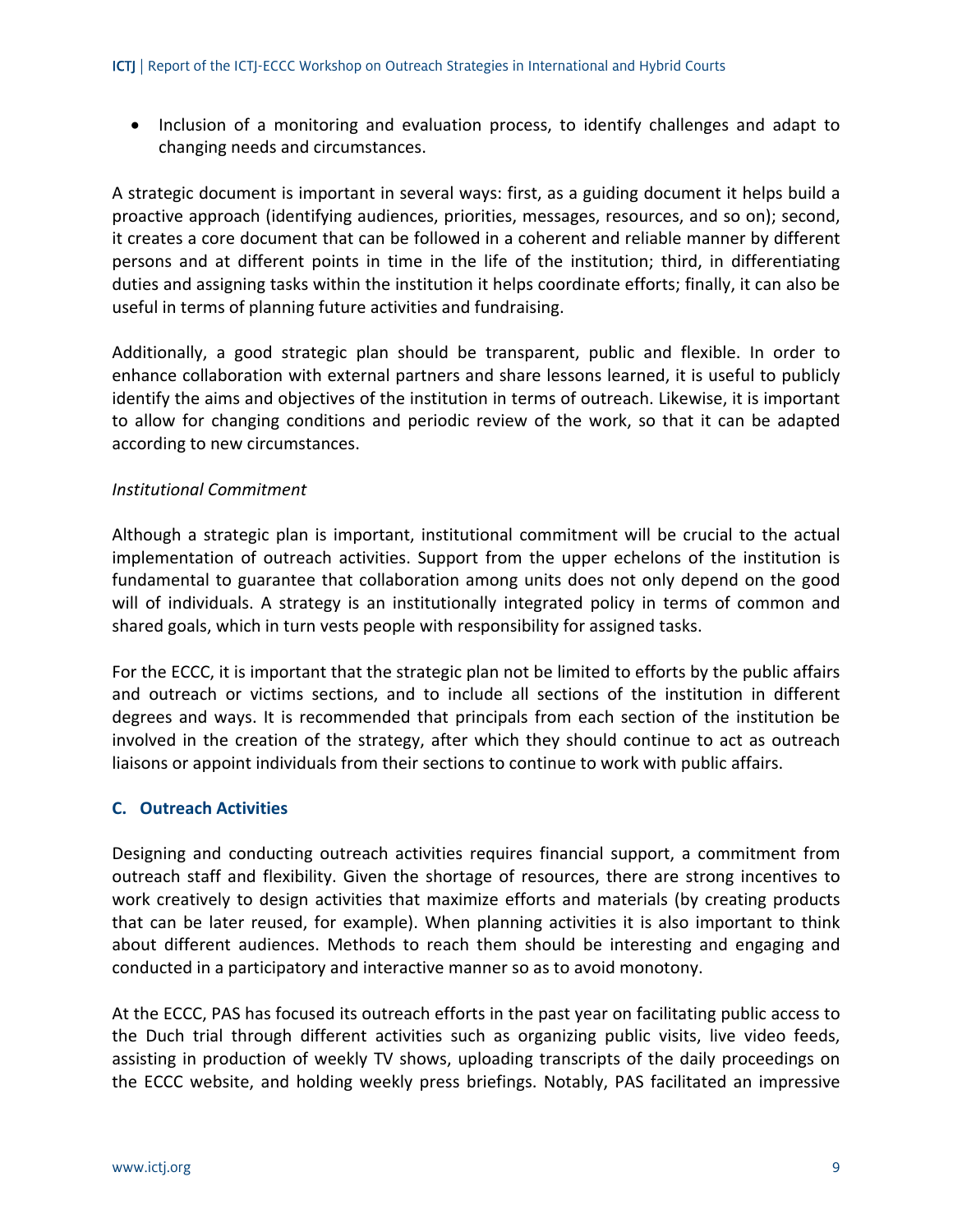- Inclusion of a monitoring and evaluation process, to identify challenges and adapt to changing needs and circumstances.

A strategic document is important in several ways: first, as a guiding document it helps build a proactive approach (identifying audiences, priorities, messages, resources, and so on); second, it creates a core document that can be followed in a coherent and reliable manner by different persons and at different points in time in the life of the institution; third, in differentiating duties and assigning tasks within the institution it helps coordinate efforts; finally, it can also be useful in terms of planning future activities and fundraising.

Additionally, a good strategic plan should be transparent, public and flexible. In order to enhance collaboration with external partners and share lessons learned, it is useful to publicly identify the aims and objectives of the institution in terms of outreach. Likewise, it is important to allow for changing conditions and periodic review of the work, so that it can be adapted according to new circumstances.

*Institutional Commitment*

Although a strategic plan is important, institutional commitment will be crucial to the actual implementation of outreach activities. Support from the upper echelons of the institution is fundamental to guarantee that collaboration among units does not only depend on the good will of individuals. A strategy is an institutionally integrated policy in terms of common and shared goals, which in turn vests people with responsibility for assigned tasks.

For the ECCC, it is important that the strategic plan not be limited to efforts by the public affairs and outreach or victims sections, and to include all sections of the institution in different degrees and ways. It is recommended that principals from each section of the institution be involved in the creation of the strategy, after which they should continue to act as outreach liaisons or appoint individuals from their sections to continue to work with public affairs.

### C. Outreach Activities

Designing and conducting outreach activities requires financial support, a commitment from outreach staff and flexibility. Given the shortage of resources, there are strong incentives to work creatively to design activities that maximize efforts and materials (by creating products that can be later reused, for example). When planning activities it is also important to think about different audiences. Methods to reach them should be interesting and engaging and conducted in a participatory and interactive manner so as to avoid monotony.

At the ECCC, PAS has focused its outreach efforts in the past year on facilitating public access to the Duch trial through different activities such as organizing public visits, live video feeds, assisting in production of weekly TV shows, uploading transcripts of the daily proceedings on the ECCC website, and holding weekly press briefings. Notably, PAS facilitated an impressive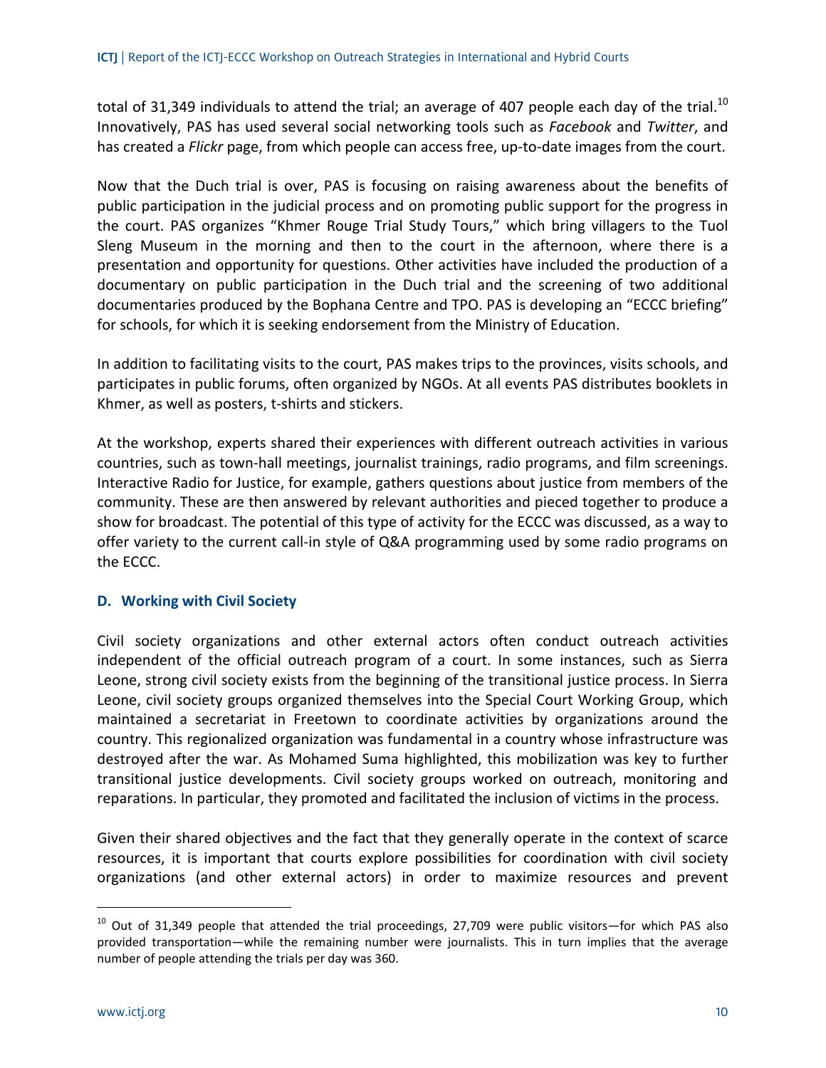total of 31,349 individuals to attend the trial; an average of 407 people each day of the trial.[10] Innovatively, PAS has used several social networking tools such as *Facebook* and *Twitter*, and has created a *Flickr* page, from which people can access free, up-to-date images from the court.

Now that the Duch trial is over, PAS is focusing on raising awareness about the benefits of public participation in the judicial process and on promoting public support for the progress in the court. PAS organizes "Khmer Rouge Trial Study Tours," which bring villagers to the Tuol Sleng Museum in the morning and then to the court in the afternoon, where there is a presentation and opportunity for questions. Other activities have included the production of a documentary on public participation in the Duch trial and the screening of two additional documentaries produced by the Bophana Centre and TPO. PAS is developing an "ECCC briefing" for schools, for which it is seeking endorsement from the Ministry of Education.

In addition to facilitating visits to the court, PAS makes trips to the provinces, visits schools, and participates in public forums, often organized by NGOs. At all events PAS distributes booklets in Khmer, as well as posters, t-shirts and stickers.

At the workshop, experts shared their experiences with different outreach activities in various countries, such as town-hall meetings, journalist trainings, radio programs, and film screenings. Interactive Radio for Justice, for example, gathers questions about justice from members of the community. These are then answered by relevant authorities and pieced together to produce a show for broadcast. The potential of this type of activity for the ECCC was discussed, as a way to offer variety to the current call-in style of Q&A programming used by some radio programs on the ECCC.

### D. Working with Civil Society

Civil society organizations and other external actors often conduct outreach activities independent of the official outreach program of a court. In some instances, such as Sierra Leone, strong civil society exists from the beginning of the transitional justice process. In Sierra Leone, civil society groups organized themselves into the Special Court Working Group, which maintained a secretariat in Freetown to coordinate activities by organizations around the country. This regionalized organization was fundamental in a country whose infrastructure was destroyed after the war. As Mohamed Suma highlighted, this mobilization was key to further transitional justice developments. Civil society groups worked on outreach, monitoring and reparations. In particular, they promoted and facilitated the inclusion of victims in the process.

Given their shared objectives and the fact that they generally operate in the context of scarce resources, it is important that courts explore possibilities for coordination with civil society organizations (and other external actors) in order to maximize resources and prevent

---

[10] Out of 31,349 people that attended the trial proceedings, 27,709 were public visitors—for which PAS also provided transportation—while the remaining number were journalists. This in turn implies that the average number of people attending the trials per day was 360.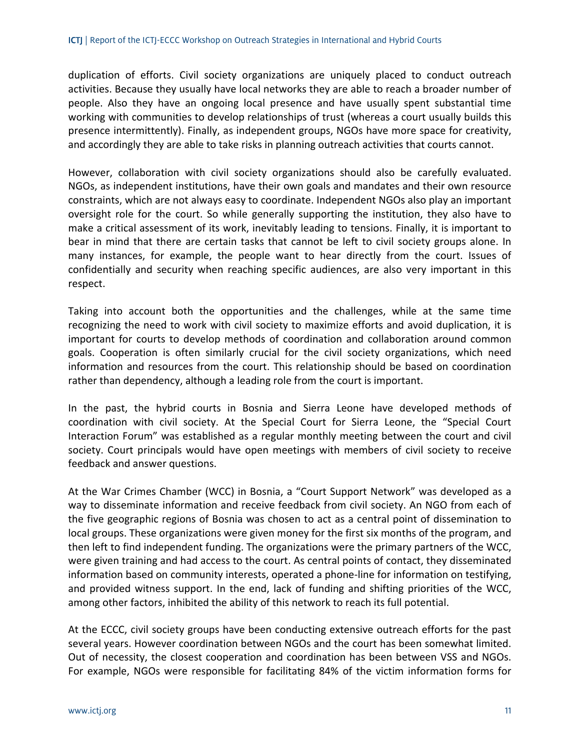duplication of efforts. Civil society organizations are uniquely placed to conduct outreach activities. Because they usually have local networks they are able to reach a broader number of people. Also they have an ongoing local presence and have usually spent substantial time working with communities to develop relationships of trust (whereas a court usually builds this presence intermittently). Finally, as independent groups, NGOs have more space for creativity, and accordingly they are able to take risks in planning outreach activities that courts cannot.

However, collaboration with civil society organizations should also be carefully evaluated. NGOs, as independent institutions, have their own goals and mandates and their own resource constraints, which are not always easy to coordinate. Independent NGOs also play an important oversight role for the court. So while generally supporting the institution, they also have to make a critical assessment of its work, inevitably leading to tensions. Finally, it is important to bear in mind that there are certain tasks that cannot be left to civil society groups alone. In many instances, for example, the people want to hear directly from the court. Issues of confidentially and security when reaching specific audiences, are also very important in this respect.

Taking into account both the opportunities and the challenges, while at the same time recognizing the need to work with civil society to maximize efforts and avoid duplication, it is important for courts to develop methods of coordination and collaboration around common goals. Cooperation is often similarly crucial for the civil society organizations, which need information and resources from the court. This relationship should be based on coordination rather than dependency, although a leading role from the court is important.

In the past, the hybrid courts in Bosnia and Sierra Leone have developed methods of coordination with civil society. At the Special Court for Sierra Leone, the "Special Court Interaction Forum" was established as a regular monthly meeting between the court and civil society. Court principals would have open meetings with members of civil society to receive feedback and answer questions.

At the War Crimes Chamber (WCC) in Bosnia, a "Court Support Network" was developed as a way to disseminate information and receive feedback from civil society. An NGO from each of the five geographic regions of Bosnia was chosen to act as a central point of dissemination to local groups. These organizations were given money for the first six months of the program, and then left to find independent funding. The organizations were the primary partners of the WCC, were given training and had access to the court. As central points of contact, they disseminated information based on community interests, operated a phone-line for information on testifying, and provided witness support. In the end, lack of funding and shifting priorities of the WCC, among other factors, inhibited the ability of this network to reach its full potential.

At the ECCC, civil society groups have been conducting extensive outreach efforts for the past several years. However coordination between NGOs and the court has been somewhat limited. Out of necessity, the closest cooperation and coordination has been between VSS and NGOs. For example, NGOs were responsible for facilitating 84% of the victim information forms for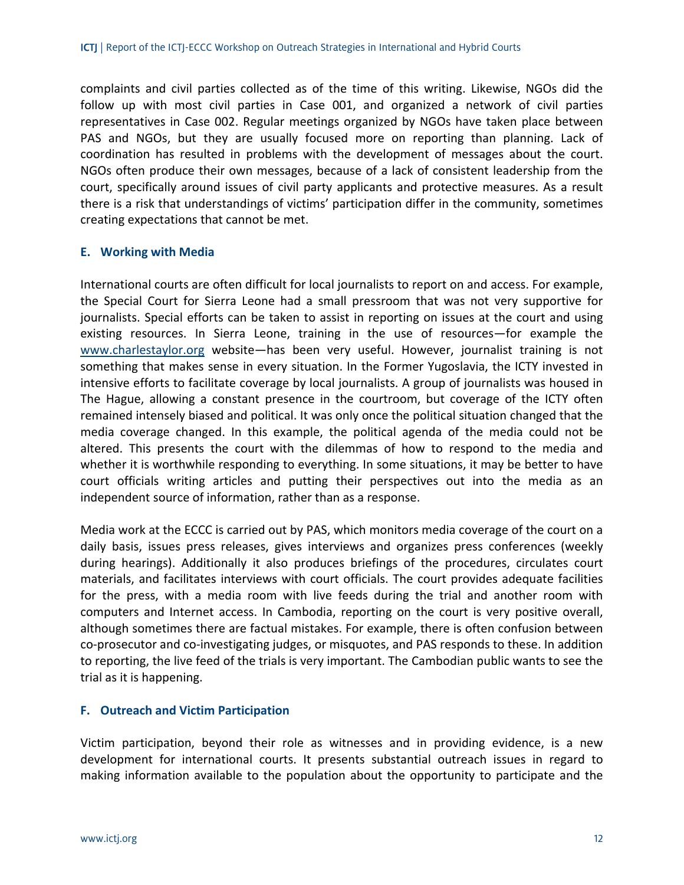complaints and civil parties collected as of the time of this writing. Likewise, NGOs did the follow up with most civil parties in Case 001, and organized a network of civil parties representatives in Case 002. Regular meetings organized by NGOs have taken place between PAS and NGOs, but they are usually focused more on reporting than planning. Lack of coordination has resulted in problems with the development of messages about the court. NGOs often produce their own messages, because of a lack of consistent leadership from the court, specifically around issues of civil party applicants and protective measures. As a result there is a risk that understandings of victims' participation differ in the community, sometimes creating expectations that cannot be met.

### E. Working with Media

International courts are often difficult for local journalists to report on and access. For example, the Special Court for Sierra Leone had a small pressroom that was not very supportive for journalists. Special efforts can be taken to assist in reporting on issues at the court and using existing resources. In Sierra Leone, training in the use of resources—for example the [www.charlestaylor.org](http://www.charlestaylor.org) website—has been very useful. However, journalist training is not something that makes sense in every situation. In the Former Yugoslavia, the ICTY invested in intensive efforts to facilitate coverage by local journalists. A group of journalists was housed in The Hague, allowing a constant presence in the courtroom, but coverage of the ICTY often remained intensely biased and political. It was only once the political situation changed that the media coverage changed. In this example, the political agenda of the media could not be altered. This presents the court with the dilemmas of how to respond to the media and whether it is worthwhile responding to everything. In some situations, it may be better to have court officials writing articles and putting their perspectives out into the media as an independent source of information, rather than as a response.

Media work at the ECCC is carried out by PAS, which monitors media coverage of the court on a daily basis, issues press releases, gives interviews and organizes press conferences (weekly during hearings). Additionally it also produces briefings of the procedures, circulates court materials, and facilitates interviews with court officials. The court provides adequate facilities for the press, with a media room with live feeds during the trial and another room with computers and Internet access. In Cambodia, reporting on the court is very positive overall, although sometimes there are factual mistakes. For example, there is often confusion between co-prosecutor and co-investigating judges, or misquotes, and PAS responds to these. In addition to reporting, the live feed of the trials is very important. The Cambodian public wants to see the trial as it is happening.

### F. Outreach and Victim Participation

Victim participation, beyond their role as witnesses and in providing evidence, is a new development for international courts. It presents substantial outreach issues in regard to making information available to the population about the opportunity to participate and the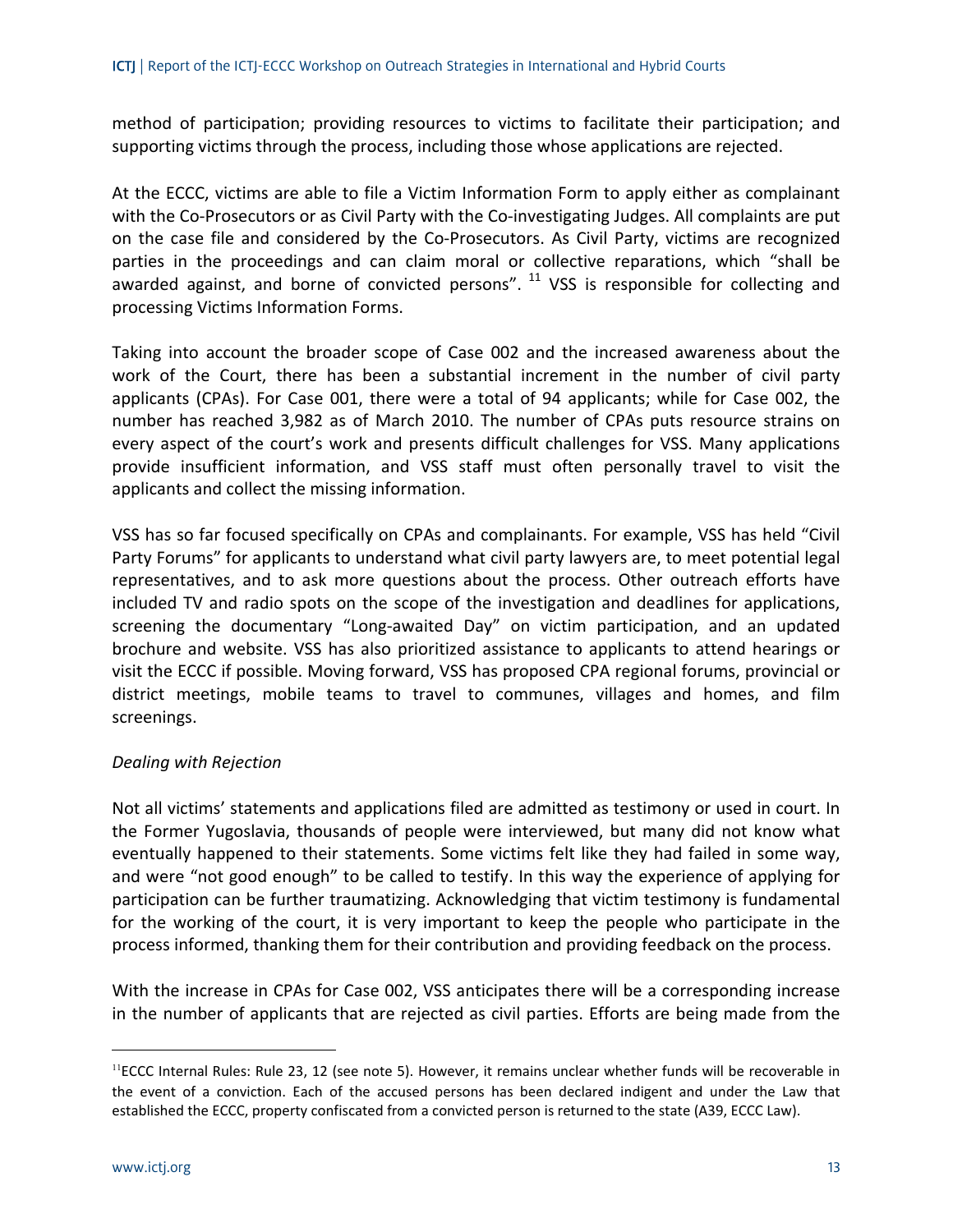method of participation; providing resources to victims to facilitate their participation; and supporting victims through the process, including those whose applications are rejected.

At the ECCC, victims are able to file a Victim Information Form to apply either as complainant with the Co-Prosecutors or as Civil Party with the Co-investigating Judges. All complaints are put on the case file and considered by the Co-Prosecutors. As Civil Party, victims are recognized parties in the proceedings and can claim moral or collective reparations, which "shall be awarded against, and borne of convicted persons". [11] VSS is responsible for collecting and processing Victims Information Forms.

Taking into account the broader scope of Case 002 and the increased awareness about the work of the Court, there has been a substantial increment in the number of civil party applicants (CPAs). For Case 001, there were a total of 94 applicants; while for Case 002, the number has reached 3,982 as of March 2010. The number of CPAs puts resource strains on every aspect of the court's work and presents difficult challenges for VSS. Many applications provide insufficient information, and VSS staff must often personally travel to visit the applicants and collect the missing information.

VSS has so far focused specifically on CPAs and complainants. For example, VSS has held "Civil Party Forums" for applicants to understand what civil party lawyers are, to meet potential legal representatives, and to ask more questions about the process. Other outreach efforts have included TV and radio spots on the scope of the investigation and deadlines for applications, screening the documentary "Long-awaited Day" on victim participation, and an updated brochure and website. VSS has also prioritized assistance to applicants to attend hearings or visit the ECCC if possible. Moving forward, VSS has proposed CPA regional forums, provincial or district meetings, mobile teams to travel to communes, villages and homes, and film screenings.

*Dealing with Rejection*

Not all victims' statements and applications filed are admitted as testimony or used in court. In the Former Yugoslavia, thousands of people were interviewed, but many did not know what eventually happened to their statements. Some victims felt like they had failed in some way, and were "not good enough" to be called to testify. In this way the experience of applying for participation can be further traumatizing. Acknowledging that victim testimony is fundamental for the working of the court, it is very important to keep the people who participate in the process informed, thanking them for their contribution and providing feedback on the process.

With the increase in CPAs for Case 002, VSS anticipates there will be a corresponding increase in the number of applicants that are rejected as civil parties. Efforts are being made from the

---

[11] ECCC Internal Rules: Rule 23, 12 (see note 5). However, it remains unclear whether funds will be recoverable in the event of a conviction. Each of the accused persons has been declared indigent and under the Law that established the ECCC, property confiscated from a convicted person is returned to the state (A39, ECCC Law).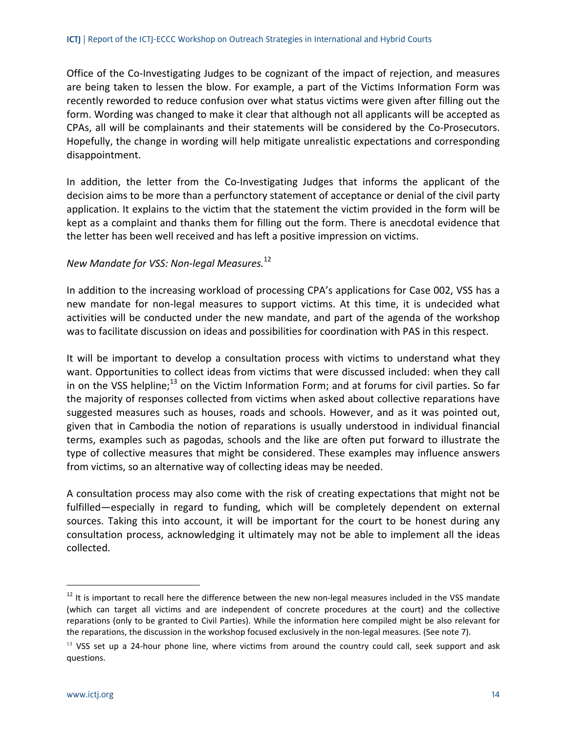Office of the Co-Investigating Judges to be cognizant of the impact of rejection, and measures are being taken to lessen the blow. For example, a part of the Victims Information Form was recently reworded to reduce confusion over what status victims were given after filling out the form. Wording was changed to make it clear that although not all applicants will be accepted as CPAs, all will be complainants and their statements will be considered by the Co-Prosecutors. Hopefully, the change in wording will help mitigate unrealistic expectations and corresponding disappointment.

In addition, the letter from the Co-Investigating Judges that informs the applicant of the decision aims to be more than a perfunctory statement of acceptance or denial of the civil party application. It explains to the victim that the statement the victim provided in the form will be kept as a complaint and thanks them for filling out the form. There is anecdotal evidence that the letter has been well received and has left a positive impression on victims.

*New Mandate for VSS: Non-legal Measures.*[12]

In addition to the increasing workload of processing CPA's applications for Case 002, VSS has a new mandate for non-legal measures to support victims. At this time, it is undecided what activities will be conducted under the new mandate, and part of the agenda of the workshop was to facilitate discussion on ideas and possibilities for coordination with PAS in this respect.

It will be important to develop a consultation process with victims to understand what they want. Opportunities to collect ideas from victims that were discussed included: when they call in on the VSS helpline;[13] on the Victim Information Form; and at forums for civil parties. So far the majority of responses collected from victims when asked about collective reparations have suggested measures such as houses, roads and schools. However, and as it was pointed out, given that in Cambodia the notion of reparations is usually understood in individual financial terms, examples such as pagodas, schools and the like are often put forward to illustrate the type of collective measures that might be considered. These examples may influence answers from victims, so an alternative way of collecting ideas may be needed.

A consultation process may also come with the risk of creating expectations that might not be fulfilled—especially in regard to funding, which will be completely dependent on external sources. Taking this into account, it will be important for the court to be honest during any consultation process, acknowledging it ultimately may not be able to implement all the ideas collected.

---

[12] It is important to recall here the difference between the new non-legal measures included in the VSS mandate (which can target all victims and are independent of concrete procedures at the court) and the collective reparations (only to be granted to Civil Parties). While the information here compiled might be also relevant for the reparations, the discussion in the workshop focused exclusively in the non-legal measures. (See note 7).

[13] VSS set up a 24-hour phone line, where victims from around the country could call, seek support and ask questions.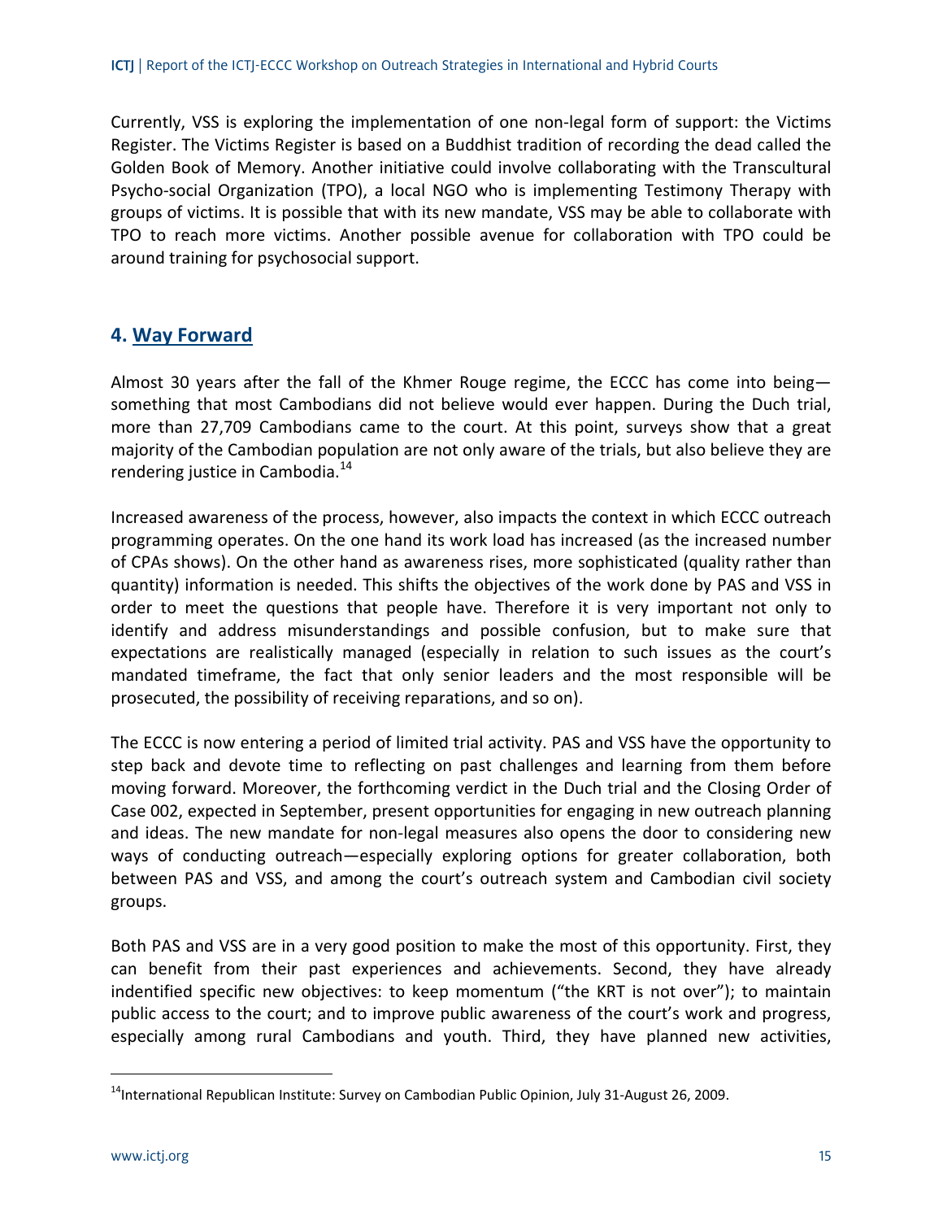Currently, VSS is exploring the implementation of one non-legal form of support: the Victims Register. The Victims Register is based on a Buddhist tradition of recording the dead called the Golden Book of Memory. Another initiative could involve collaborating with the Transcultural Psycho-social Organization (TPO), a local NGO who is implementing Testimony Therapy with groups of victims. It is possible that with its new mandate, VSS may be able to collaborate with TPO to reach more victims. Another possible avenue for collaboration with TPO could be around training for psychosocial support.

## 4. Way Forward

Almost 30 years after the fall of the Khmer Rouge regime, the ECCC has come into being—something that most Cambodians did not believe would ever happen. During the Duch trial, more than 27,709 Cambodians came to the court. At this point, surveys show that a great majority of the Cambodian population are not only aware of the trials, but also believe they are rendering justice in Cambodia.[14]

Increased awareness of the process, however, also impacts the context in which ECCC outreach programming operates. On the one hand its work load has increased (as the increased number of CPAs shows). On the other hand as awareness rises, more sophisticated (quality rather than quantity) information is needed. This shifts the objectives of the work done by PAS and VSS in order to meet the questions that people have. Therefore it is very important not only to identify and address misunderstandings and possible confusion, but to make sure that expectations are realistically managed (especially in relation to such issues as the court's mandated timeframe, the fact that only senior leaders and the most responsible will be prosecuted, the possibility of receiving reparations, and so on).

The ECCC is now entering a period of limited trial activity. PAS and VSS have the opportunity to step back and devote time to reflecting on past challenges and learning from them before moving forward. Moreover, the forthcoming verdict in the Duch trial and the Closing Order of Case 002, expected in September, present opportunities for engaging in new outreach planning and ideas. The new mandate for non-legal measures also opens the door to considering new ways of conducting outreach—especially exploring options for greater collaboration, both between PAS and VSS, and among the court's outreach system and Cambodian civil society groups.

Both PAS and VSS are in a very good position to make the most of this opportunity. First, they can benefit from their past experiences and achievements. Second, they have already indentified specific new objectives: to keep momentum ("the KRT is not over"); to maintain public access to the court; and to improve public awareness of the court's work and progress, especially among rural Cambodians and youth. Third, they have planned new activities,

---

[14]International Republican Institute: Survey on Cambodian Public Opinion, July 31-August 26, 2009.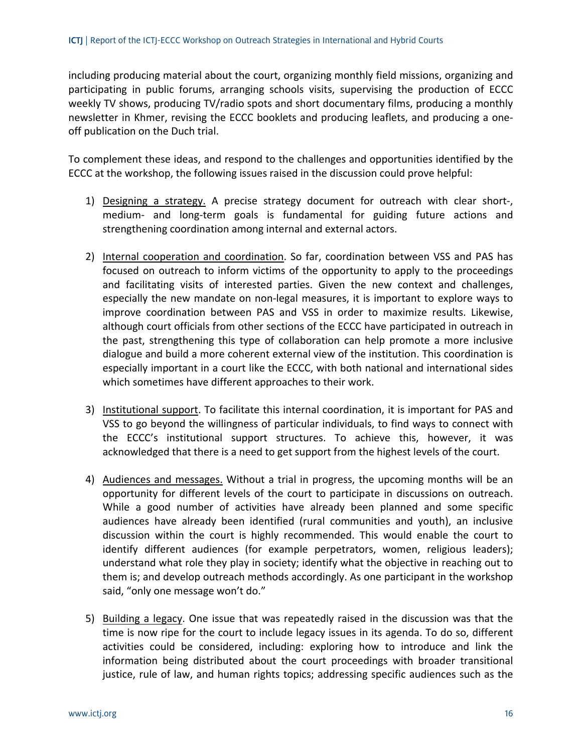including producing material about the court, organizing monthly field missions, organizing and participating in public forums, arranging schools visits, supervising the production of ECCC weekly TV shows, producing TV/radio spots and short documentary films, producing a monthly newsletter in Khmer, revising the ECCC booklets and producing leaflets, and producing a one-off publication on the Duch trial.

To complement these ideas, and respond to the challenges and opportunities identified by the ECCC at the workshop, the following issues raised in the discussion could prove helpful:

1) <u>Designing a strategy.</u> A precise strategy document for outreach with clear short-, medium- and long-term goals is fundamental for guiding future actions and strengthening coordination among internal and external actors.

2) <u>Internal cooperation and coordination</u>. So far, coordination between VSS and PAS has focused on outreach to inform victims of the opportunity to apply to the proceedings and facilitating visits of interested parties. Given the new context and challenges, especially the new mandate on non-legal measures, it is important to explore ways to improve coordination between PAS and VSS in order to maximize results. Likewise, although court officials from other sections of the ECCC have participated in outreach in the past, strengthening this type of collaboration can help promote a more inclusive dialogue and build a more coherent external view of the institution. This coordination is especially important in a court like the ECCC, with both national and international sides which sometimes have different approaches to their work.

3) <u>Institutional support</u>. To facilitate this internal coordination, it is important for PAS and VSS to go beyond the willingness of particular individuals, to find ways to connect with the ECCC's institutional support structures. To achieve this, however, it was acknowledged that there is a need to get support from the highest levels of the court.

4) <u>Audiences and messages.</u> Without a trial in progress, the upcoming months will be an opportunity for different levels of the court to participate in discussions on outreach. While a good number of activities have already been planned and some specific audiences have already been identified (rural communities and youth), an inclusive discussion within the court is highly recommended. This would enable the court to identify different audiences (for example perpetrators, women, religious leaders); understand what role they play in society; identify what the objective in reaching out to them is; and develop outreach methods accordingly. As one participant in the workshop said, "only one message won't do."

5) <u>Building a legacy</u>. One issue that was repeatedly raised in the discussion was that the time is now ripe for the court to include legacy issues in its agenda. To do so, different activities could be considered, including: exploring how to introduce and link the information being distributed about the court proceedings with broader transitional justice, rule of law, and human rights topics; addressing specific audiences such as the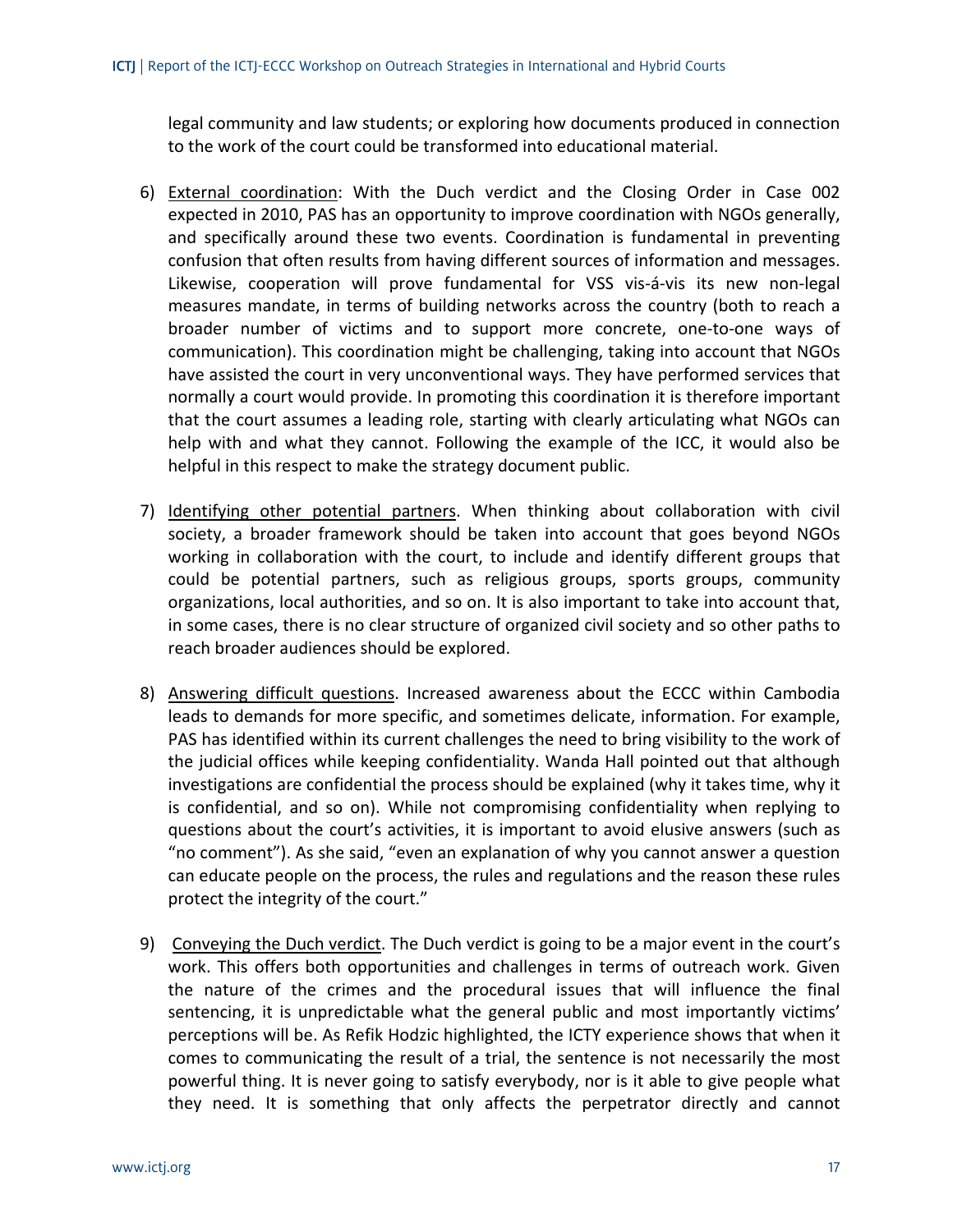legal community and law students; or exploring how documents produced in connection to the work of the court could be transformed into educational material.

6) External coordination: With the Duch verdict and the Closing Order in Case 002 expected in 2010, PAS has an opportunity to improve coordination with NGOs generally, and specifically around these two events. Coordination is fundamental in preventing confusion that often results from having different sources of information and messages. Likewise, cooperation will prove fundamental for VSS vis-á-vis its new non-legal measures mandate, in terms of building networks across the country (both to reach a broader number of victims and to support more concrete, one-to-one ways of communication). This coordination might be challenging, taking into account that NGOs have assisted the court in very unconventional ways. They have performed services that normally a court would provide. In promoting this coordination it is therefore important that the court assumes a leading role, starting with clearly articulating what NGOs can help with and what they cannot. Following the example of the ICC, it would also be helpful in this respect to make the strategy document public.

7) Identifying other potential partners. When thinking about collaboration with civil society, a broader framework should be taken into account that goes beyond NGOs working in collaboration with the court, to include and identify different groups that could be potential partners, such as religious groups, sports groups, community organizations, local authorities, and so on. It is also important to take into account that, in some cases, there is no clear structure of organized civil society and so other paths to reach broader audiences should be explored.

8) Answering difficult questions. Increased awareness about the ECCC within Cambodia leads to demands for more specific, and sometimes delicate, information. For example, PAS has identified within its current challenges the need to bring visibility to the work of the judicial offices while keeping confidentiality. Wanda Hall pointed out that although investigations are confidential the process should be explained (why it takes time, why it is confidential, and so on). While not compromising confidentiality when replying to questions about the court's activities, it is important to avoid elusive answers (such as "no comment"). As she said, "even an explanation of why you cannot answer a question can educate people on the process, the rules and regulations and the reason these rules protect the integrity of the court."

9) Conveying the Duch verdict. The Duch verdict is going to be a major event in the court's work. This offers both opportunities and challenges in terms of outreach work. Given the nature of the crimes and the procedural issues that will influence the final sentencing, it is unpredictable what the general public and most importantly victims' perceptions will be. As Refik Hodzic highlighted, the ICTY experience shows that when it comes to communicating the result of a trial, the sentence is not necessarily the most powerful thing. It is never going to satisfy everybody, nor is it able to give people what they need. It is something that only affects the perpetrator directly and cannot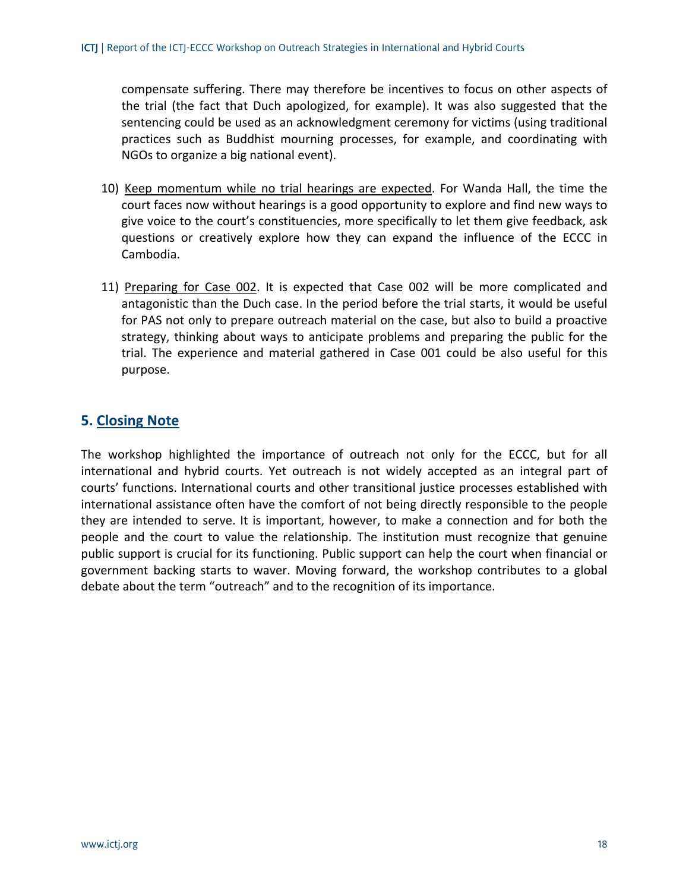compensate suffering. There may therefore be incentives to focus on other aspects of the trial (the fact that Duch apologized, for example). It was also suggested that the sentencing could be used as an acknowledgment ceremony for victims (using traditional practices such as Buddhist mourning processes, for example, and coordinating with NGOs to organize a big national event).

10) Keep momentum while no trial hearings are expected. For Wanda Hall, the time the court faces now without hearings is a good opportunity to explore and find new ways to give voice to the court's constituencies, more specifically to let them give feedback, ask questions or creatively explore how they can expand the influence of the ECCC in Cambodia.

11) Preparing for Case 002. It is expected that Case 002 will be more complicated and antagonistic than the Duch case. In the period before the trial starts, it would be useful for PAS not only to prepare outreach material on the case, but also to build a proactive strategy, thinking about ways to anticipate problems and preparing the public for the trial. The experience and material gathered in Case 001 could be also useful for this purpose.

## 5. Closing Note

The workshop highlighted the importance of outreach not only for the ECCC, but for all international and hybrid courts. Yet outreach is not widely accepted as an integral part of courts' functions. International courts and other transitional justice processes established with international assistance often have the comfort of not being directly responsible to the people they are intended to serve. It is important, however, to make a connection and for both the people and the court to value the relationship. The institution must recognize that genuine public support is crucial for its functioning. Public support can help the court when financial or government backing starts to waver. Moving forward, the workshop contributes to a global debate about the term "outreach" and to the recognition of its importance.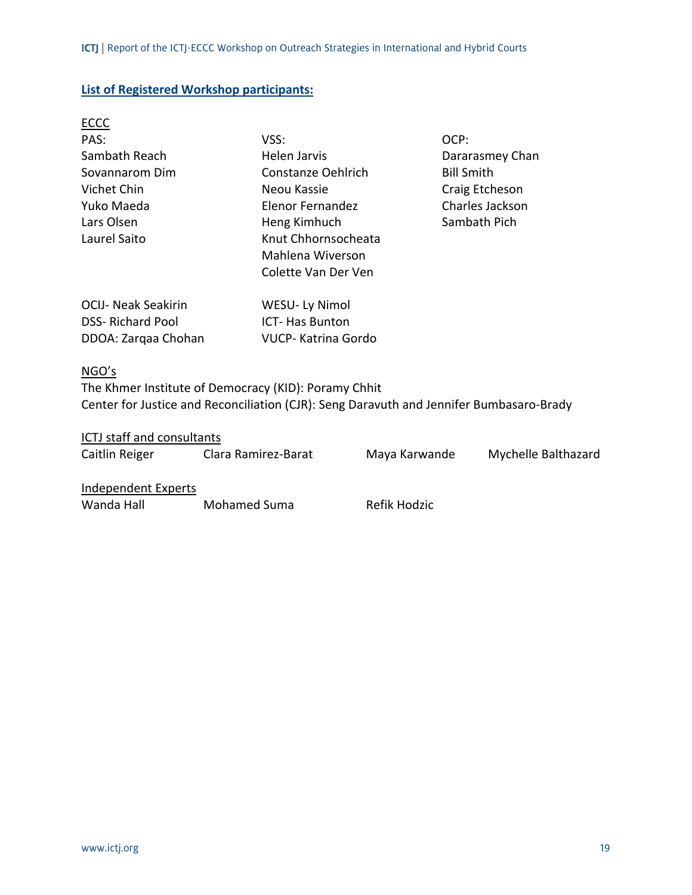## List of Registered Workshop participants:

ECCC

PAS:
Sambath Reach
Sovannarom Dim
Vichet Chin
Yuko Maeda
Lars Olsen
Laurel Saito

VSS:
Helen Jarvis
Constanze Oehlrich
Neou Kassie
Elenor Fernandez
Heng Kimhuch
Knut Chhornsocheata
Mahlena Wiverson
Colette Van Der Ven

OCP:
Dararasmey Chan
Bill Smith
Craig Etcheson
Charles Jackson
Sambath Pich

OCIJ- Neak Seakirin
DSS- Richard Pool
DDOA: Zarqaa Chohan

WESU- Ly Nimol
ICT- Has Bunton
VUCP- Katrina Gordo

NGO's

The Khmer Institute of Democracy (KID): Poramy Chhit
Center for Justice and Reconciliation (CJR): Seng Daravuth and Jennifer Bumbasaro-Brady

ICTJ staff and consultants

Caitlin Reiger
Clara Ramirez-Barat
Maya Karwande
Mychelle Balthazard

Independent Experts

Wanda Hall
Mohamed Suma
Refik Hodzic